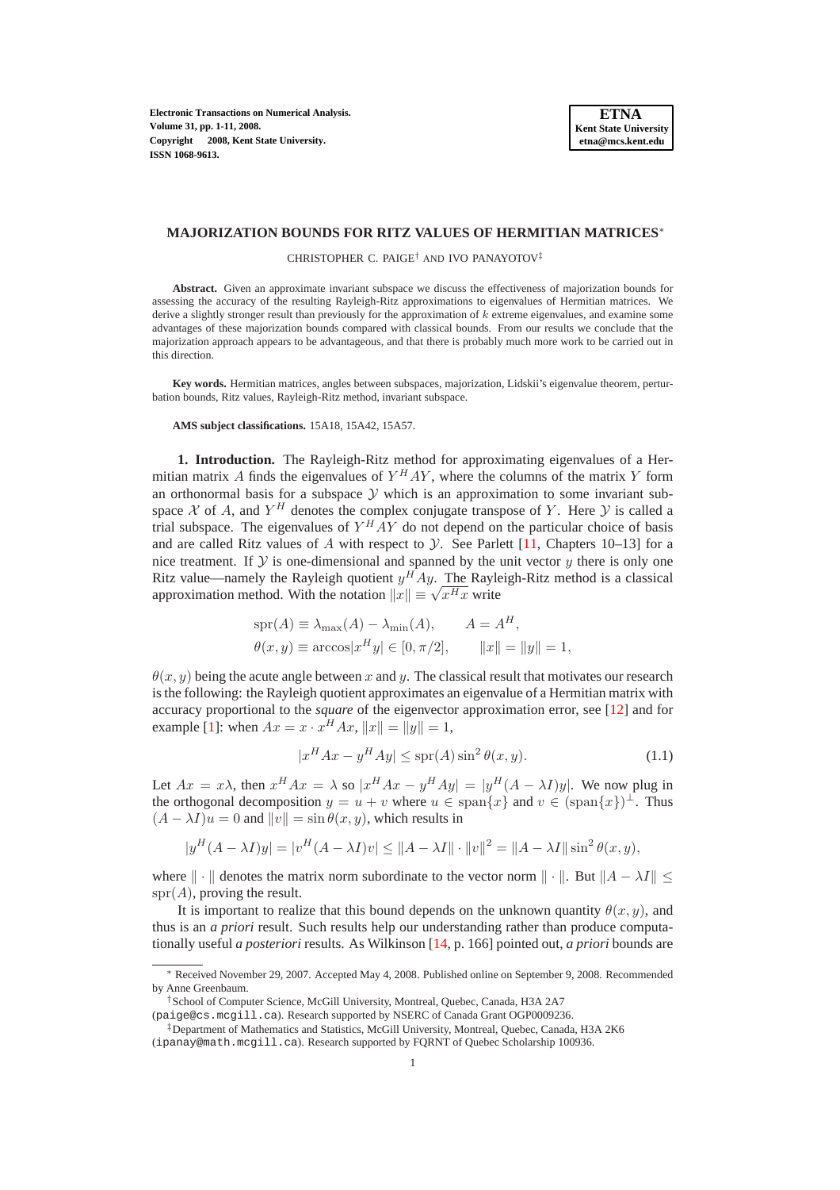# MAJORIZATION BOUNDS FOR RITZ VALUES OF HERMITIAN MATRICES*

CHRISTOPHER C. PAIGE† AND IVO PANAYOTOV‡

**Abstract.** Given an approximate invariant subspace we discuss the effectiveness of majorization bounds for assessing the accuracy of the resulting Rayleigh-Ritz approximations to eigenvalues of Hermitian matrices. We derive a slightly stronger result than previously for the approximation of $k$ extreme eigenvalues, and examine some advantages of these majorization bounds compared with classical bounds. From our results we conclude that the majorization approach appears to be advantageous, and that there is probably much more work to be carried out in this direction.

**Key words.** Hermitian matrices, angles between subspaces, majorization, Lidskii's eigenvalue theorem, perturbation bounds, Ritz values, Rayleigh-Ritz method, invariant subspace.

**AMS subject classifications.** 15A18, 15A42, 15A57.

## 1. Introduction.

The Rayleigh-Ritz method for approximating eigenvalues of a Hermitian matrix $A$ finds the eigenvalues of $Y^H AY$, where the columns of the matrix $Y$ form an orthonormal basis for a subspace $\mathcal{Y}$ which is an approximation to some invariant subspace $\mathcal{X}$ of $A$, and $Y^H$ denotes the complex conjugate transpose of $Y$. Here $\mathcal{Y}$ is called a trial subspace. The eigenvalues of $Y^H AY$ do not depend on the particular choice of basis and are called Ritz values of $A$ with respect to $\mathcal{Y}$. See Parlett [11, Chapters 10–13] for a nice treatment. If $\mathcal{Y}$ is one-dimensional and spanned by the unit vector $y$ there is only one Ritz value—namely the Rayleigh quotient $y^H Ay$. The Rayleigh-Ritz method is a classical approximation method. With the notation $\|x\| \equiv \sqrt{x^H x}$ write

$$\mathrm{spr}(A) \equiv \lambda_{\max}(A) - \lambda_{\min}(A), \qquad A = A^H,$$
$$\theta(x, y) \equiv \arccos|x^H y| \in [0, \pi/2], \qquad \|x\| = \|y\| = 1,$$

$\theta(x, y)$ being the acute angle between $x$ and $y$. The classical result that motivates our research is the following: the Rayleigh quotient approximates an eigenvalue of a Hermitian matrix with accuracy proportional to the *square* of the eigenvector approximation error, see [12] and for example [1]: when $Ax = x \cdot x^H Ax$, $\|x\| = \|y\| = 1$,

$$|x^H Ax - y^H Ay| \le \mathrm{spr}(A) \sin^2 \theta(x, y). \tag{1.1}$$

Let $Ax = x\lambda$, then $x^H Ax = \lambda$ so $|x^H Ax - y^H Ay| = |y^H (A - \lambda I)y|$. We now plug in the orthogonal decomposition $y = u + v$ where $u \in \mathrm{span}\{x\}$ and $v \in (\mathrm{span}\{x\})^\perp$. Thus $(A - \lambda I)u = 0$ and $\|v\| = \sin\theta(x, y)$, which results in

$$|y^H (A - \lambda I)y| = |v^H (A - \lambda I)v| \le \|A - \lambda I\| \cdot \|v\|^2 = \|A - \lambda I\| \sin^2 \theta(x, y),$$

where $\|\cdot\|$ denotes the matrix norm subordinate to the vector norm $\|\cdot\|$. But $\|A - \lambda I\| \le \mathrm{spr}(A)$, proving the result.

It is important to realize that this bound depends on the unknown quantity $\theta(x, y)$, and thus is an *a priori* result. Such results help our understanding rather than produce computationally useful *a posteriori* results. As Wilkinson [14, p. 166] pointed out, *a priori* bounds are

---

* Received November 29, 2007. Accepted May 4, 2008. Published online on September 9, 2008. Recommended by Anne Greenbaum.

† School of Computer Science, McGill University, Montreal, Quebec, Canada, H3A 2A7 (paige@cs.mcgill.ca). Research supported by NSERC of Canada Grant OGP0009236.

‡ Department of Mathematics and Statistics, McGill University, Montreal, Quebec, Canada, H3A 2K6 (ipanay@math.mcgill.ca). Research supported by FQRNT of Quebec Scholarship 100936.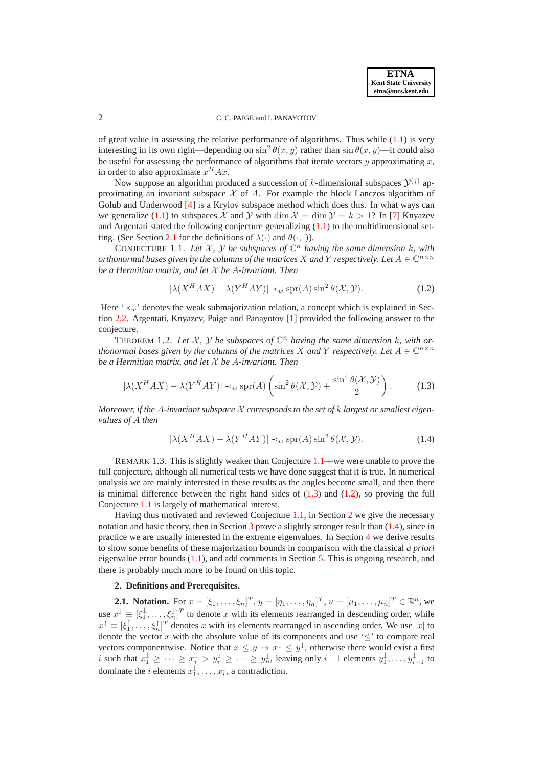of great value in assessing the relative performance of algorithms. Thus while (1.1) is very interesting in its own right—depending on $\sin^2\theta(x,y)$ rather than $\sin\theta(x,y)$—it could also be useful for assessing the performance of algorithms that iterate vectors $y$ approximating $x$, in order to also approximate $x^H Ax$.

Now suppose an algorithm produced a succession of $k$-dimensional subspaces $\mathcal{Y}^{(j)}$ approximating an invariant subspace $\mathcal{X}$ of $A$. For example the block Lanczos algorithm of Golub and Underwood [4] is a Krylov subspace method which does this. In what ways can we generalize (1.1) to subspaces $\mathcal{X}$ and $\mathcal{Y}$ with $\dim\mathcal{X} = \dim\mathcal{Y} = k > 1$? In [7] Knyazev and Argentati stated the following conjecture generalizing (1.1) to the multidimensional setting. (See Section 2.1 for the definitions of $\lambda(\cdot)$ and $\theta(\cdot,\cdot)$).

CONJECTURE 1.1. *Let $\mathcal{X}$, $\mathcal{Y}$ be subspaces of $\mathbb{C}^n$ having the same dimension $k$, with orthonormal bases given by the columns of the matrices $X$ and $Y$ respectively. Let $A \in \mathbb{C}^{n\times n}$ be a Hermitian matrix, and let $\mathcal{X}$ be $A$-invariant. Then*

$$|\lambda(X^H AX) - \lambda(Y^H AY)| \prec_w \mathrm{spr}(A)\sin^2\theta(\mathcal{X},\mathcal{Y}). \tag{1.2}$$

Here '$\prec_w$' denotes the weak submajorization relation, a concept which is explained in Section 2.2. Argentati, Knyazev, Paige and Panayotov [1] provided the following answer to the conjecture.

THEOREM 1.2. *Let $\mathcal{X}$, $\mathcal{Y}$ be subspaces of $\mathbb{C}^n$ having the same dimension $k$, with orthonormal bases given by the columns of the matrices $X$ and $Y$ respectively. Let $A \in \mathbb{C}^{n\times n}$ be a Hermitian matrix, and let $\mathcal{X}$ be $A$-invariant. Then*

$$|\lambda(X^H AX) - \lambda(Y^H AY)| \prec_w \mathrm{spr}(A)\left(\sin^2\theta(\mathcal{X},\mathcal{Y}) + \frac{\sin^4\theta(\mathcal{X},\mathcal{Y})}{2}\right). \tag{1.3}$$

*Moreover, if the $A$-invariant subspace $\mathcal{X}$ corresponds to the set of $k$ largest or smallest eigenvalues of $A$ then*

$$|\lambda(X^H AX) - \lambda(Y^H AY)| \prec_w \mathrm{spr}(A)\sin^2\theta(\mathcal{X},\mathcal{Y}). \tag{1.4}$$

REMARK 1.3. This is slightly weaker than Conjecture 1.1—we were unable to prove the full conjecture, although all numerical tests we have done suggest that it is true. In numerical analysis we are mainly interested in these results as the angles become small, and then there is minimal difference between the right hand sides of (1.3) and (1.2), so proving the full Conjecture 1.1 is largely of mathematical interest.

Having thus motivated and reviewed Conjecture 1.1, in Section 2 we give the necessary notation and basic theory, then in Section 3 prove a slightly stronger result than (1.4), since in practice we are usually interested in the extreme eigenvalues. In Section 4 we derive results to show some benefits of these majorization bounds in comparison with the classical *a priori* eigenvalue error bounds (1.1), and add comments in Section 5. This is ongoing research, and there is probably much more to be found on this topic.

## 2. Definitions and Prerequisites.

**2.1. Notation.** For $x = [\xi_1,\ldots,\xi_n]^T$, $y = [\eta_1,\ldots,\eta_n]^T$, $u = [\mu_1,\ldots,\mu_n]^T \in \mathbb{R}^n$, we use $x^\downarrow \equiv [\xi_1^\downarrow,\ldots,\xi_n^\downarrow]^T$ to denote $x$ with its elements rearranged in descending order, while $x^\uparrow \equiv [\xi_1^\uparrow,\ldots,\xi_n^\uparrow]^T$ denotes $x$ with its elements rearranged in ascending order. We use $|x|$ to denote the vector $x$ with the absolute value of its components and use '$\le$' to compare real vectors componentwise. Notice that $x \le y \Rightarrow x^\downarrow \le y^\downarrow$, otherwise there would exist a first $i$ such that $x_1^\downarrow \ge \cdots \ge x_i^\downarrow > y_i^\downarrow \ge \cdots \ge y_n^\downarrow$, leaving only $i-1$ elements $y_1^\downarrow,\ldots,y_{i-1}^\downarrow$ to dominate the $i$ elements $x_1^\downarrow,\ldots,x_i^\downarrow$, a contradiction.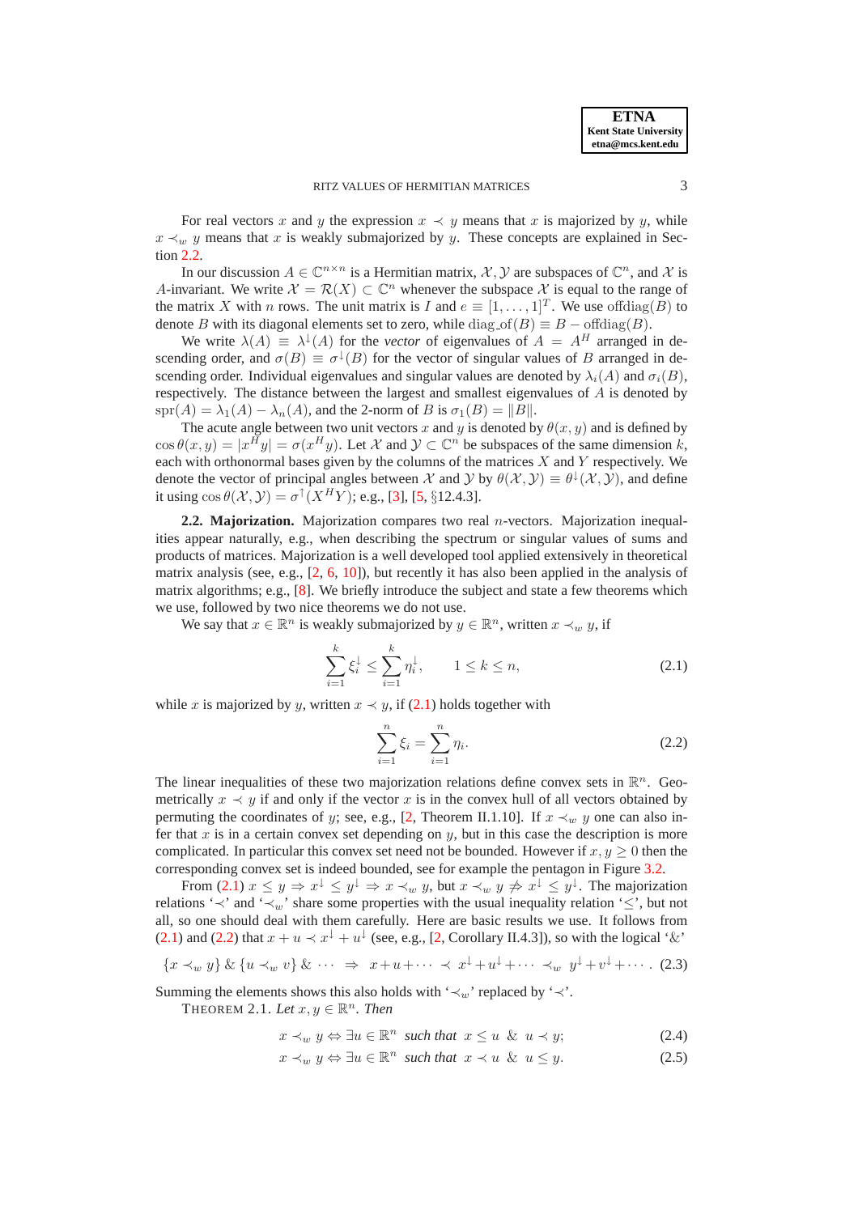For real vectors $x$ and $y$ the expression $x \prec y$ means that $x$ is majorized by $y$, while $x \prec_w y$ means that $x$ is weakly submajorized by $y$. These concepts are explained in Section 2.2.

In our discussion $A \in \mathbb{C}^{n\times n}$ is a Hermitian matrix, $\mathcal{X}, \mathcal{Y}$ are subspaces of $\mathbb{C}^n$, and $\mathcal{X}$ is $A$-invariant. We write $\mathcal{X} = \mathcal{R}(X) \subset \mathbb{C}^n$ whenever the subspace $\mathcal{X}$ is equal to the range of the matrix $X$ with $n$ rows. The unit matrix is $I$ and $e \equiv [1, \ldots, 1]^T$. We use $\mathrm{offdiag}(B)$ to denote $B$ with its diagonal elements set to zero, while $\mathrm{diag\_of}(B) \equiv B - \mathrm{offdiag}(B)$.

We write $\lambda(A) \equiv \lambda^{\downarrow}(A)$ for the *vector* of eigenvalues of $A = A^H$ arranged in descending order, and $\sigma(B) \equiv \sigma^{\downarrow}(B)$ for the vector of singular values of $B$ arranged in descending order. Individual eigenvalues and singular values are denoted by $\lambda_i(A)$ and $\sigma_i(B)$, respectively. The distance between the largest and smallest eigenvalues of $A$ is denoted by $\mathrm{spr}(A) = \lambda_1(A) - \lambda_n(A)$, and the 2-norm of $B$ is $\sigma_1(B) = \|B\|$.

The acute angle between two unit vectors $x$ and $y$ is denoted by $\theta(x, y)$ and is defined by $\cos\theta(x, y) = |x^H y| = \sigma(x^H y)$. Let $\mathcal{X}$ and $\mathcal{Y} \subset \mathbb{C}^n$ be subspaces of the same dimension $k$, each with orthonormal bases given by the columns of the matrices $X$ and $Y$ respectively. We denote the vector of principal angles between $\mathcal{X}$ and $\mathcal{Y}$ by $\theta(\mathcal{X}, \mathcal{Y}) \equiv \theta^{\downarrow}(\mathcal{X}, \mathcal{Y})$, and define it using $\cos\theta(\mathcal{X}, \mathcal{Y}) = \sigma^{\uparrow}(X^H Y)$; e.g., [3], [5, §12.4.3].

**2.2. Majorization.** Majorization compares two real $n$-vectors. Majorization inequalities appear naturally, e.g., when describing the spectrum or singular values of sums and products of matrices. Majorization is a well developed tool applied extensively in theoretical matrix analysis (see, e.g., [2, 6, 10]), but recently it has also been applied in the analysis of matrix algorithms; e.g., [8]. We briefly introduce the subject and state a few theorems which we use, followed by two nice theorems we do not use.

We say that $x \in \mathbb{R}^n$ is weakly submajorized by $y \in \mathbb{R}^n$, written $x \prec_w y$, if

$$\sum_{i=1}^{k} \xi_i^{\downarrow} \leq \sum_{i=1}^{k} \eta_i^{\downarrow}, \qquad 1 \leq k \leq n, \tag{2.1}$$

while $x$ is majorized by $y$, written $x \prec y$, if (2.1) holds together with

$$\sum_{i=1}^{n} \xi_i = \sum_{i=1}^{n} \eta_i. \tag{2.2}$$

The linear inequalities of these two majorization relations define convex sets in $\mathbb{R}^n$. Geometrically $x \prec y$ if and only if the vector $x$ is in the convex hull of all vectors obtained by permuting the coordinates of $y$; see, e.g., [2, Theorem II.1.10]. If $x \prec_w y$ one can also infer that $x$ is in a certain convex set depending on $y$, but in this case the description is more complicated. In particular this convex set need not be bounded. However if $x, y \geq 0$ then the corresponding convex set is indeed bounded, see for example the pentagon in Figure 3.2.

From (2.1) $x \leq y \Rightarrow x^{\downarrow} \leq y^{\downarrow} \Rightarrow x \prec_w y$, but $x \prec_w y \not\Rightarrow x^{\downarrow} \leq y^{\downarrow}$. The majorization relations '$\prec$' and '$\prec_w$' share some properties with the usual inequality relation '$\leq$', but not all, so one should deal with them carefully. Here are basic results we use. It follows from (2.1) and (2.2) that $x + u \prec x^{\downarrow} + u^{\downarrow}$ (see, e.g., [2, Corollary II.4.3]), so with the logical '&'

$$\{x \prec_w y\} \,\&\, \{u \prec_w v\} \,\&\, \cdots \;\Rightarrow\; x + u + \cdots \prec x^{\downarrow} + u^{\downarrow} + \cdots \prec_w y^{\downarrow} + v^{\downarrow} + \cdots. \tag{2.3}$$

Summing the elements shows this also holds with '$\prec_w$' replaced by '$\prec$'.

THEOREM 2.1. *Let $x, y \in \mathbb{R}^n$. Then*

$$x \prec_w y \Leftrightarrow \exists u \in \mathbb{R}^n \text{ such that } x \leq u \;\&\; u \prec y; \tag{2.4}$$

$$x \prec_w y \Leftrightarrow \exists u \in \mathbb{R}^n \text{ such that } x \prec u \;\&\; u \leq y. \tag{2.5}$$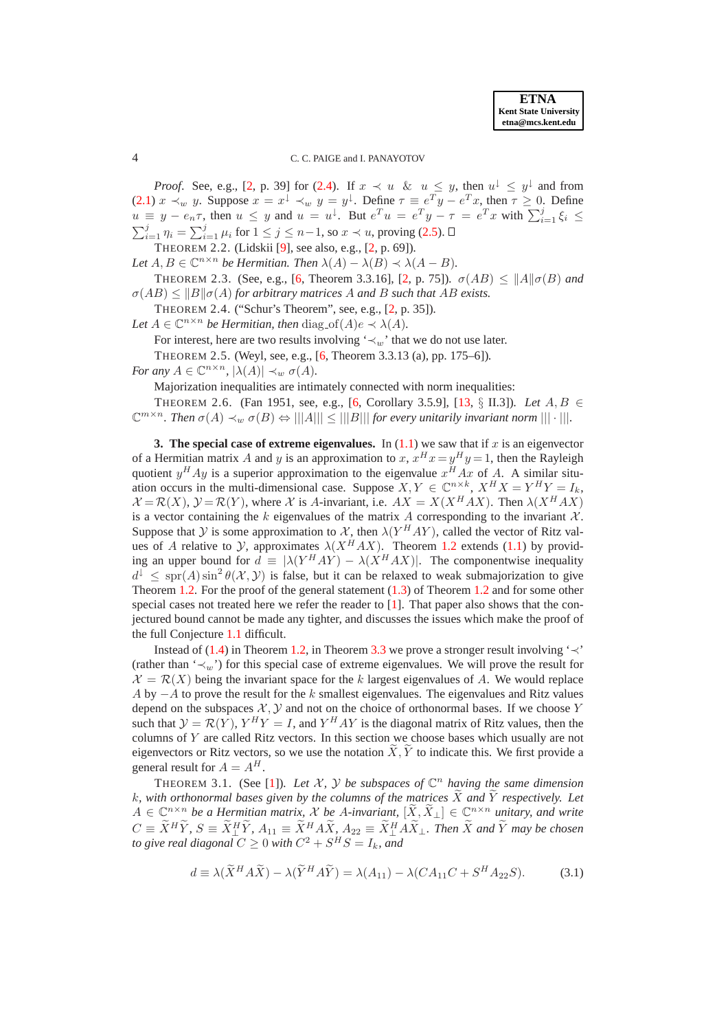*Proof*. See, e.g., [2, p. 39] for (2.4). If $x \prec u$ & $u \le y$, then $u^\downarrow \le y^\downarrow$ and from (2.1) $x \prec_w y$. Suppose $x = x^\downarrow \prec_w y = y^\downarrow$. Define $\tau \equiv e^T y - e^T x$, then $\tau \ge 0$. Define $u \equiv y - e_n\tau$, then $u \le y$ and $u = u^\downarrow$. But $e^T u = e^T y - \tau = e^T x$ with $\sum_{i=1}^j \xi_i \le \sum_{i=1}^j \eta_i = \sum_{i=1}^j \mu_i$ for $1 \le j \le n-1$, so $x \prec u$, proving (2.5). □

THEOREM 2.2. (Lidskii [9], see also, e.g., [2, p. 69]).
*Let $A, B \in \mathbb{C}^{n\times n}$ be Hermitian. Then $\lambda(A) - \lambda(B) \prec \lambda(A - B)$.*

THEOREM 2.3. (See, e.g., [6, Theorem 3.3.16], [2, p. 75]). *$\sigma(AB) \le \|A\|\sigma(B)$ and $\sigma(AB) \le \|B\|\sigma(A)$ for arbitrary matrices $A$ and $B$ such that $AB$ exists.*

THEOREM 2.4. ("Schur's Theorem", see, e.g., [2, p. 35]).
*Let $A \in \mathbb{C}^{n\times n}$ be Hermitian, then $\mathrm{diag\_of}(A)e \prec \lambda(A)$.*

For interest, here are two results involving '$\prec_w$' that we do not use later.

THEOREM 2.5. (Weyl, see, e.g., [6, Theorem 3.3.13 (a), pp. 175–6]).
*For any $A \in \mathbb{C}^{n\times n}$, $|\lambda(A)| \prec_w \sigma(A)$.*

Majorization inequalities are intimately connected with norm inequalities:

THEOREM 2.6. (Fan 1951, see, e.g., [6, Corollary 3.5.9], [13, § II.3]). *Let $A, B \in \mathbb{C}^{m\times n}$. Then $\sigma(A) \prec_w \sigma(B) \Leftrightarrow |||A||| \le |||B|||$ for every unitarily invariant norm $|||\cdot|||$.*

## 3. The special case of extreme eigenvalues.

In (1.1) we saw that if $x$ is an eigenvector of a Hermitian matrix $A$ and $y$ is an approximation to $x$, $x^H x = y^H y = 1$, then the Rayleigh quotient $y^H Ay$ is a superior approximation to the eigenvalue $x^H Ax$ of $A$. A similar situation occurs in the multi-dimensional case. Suppose $X, Y \in \mathbb{C}^{n\times k}$, $X^H X = Y^H Y = I_k$, $\mathcal{X} = \mathcal{R}(X)$, $\mathcal{Y} = \mathcal{R}(Y)$, where $\mathcal{X}$ is $A$-invariant, i.e. $AX = X(X^H AX)$. Then $\lambda(X^H AX)$ is a vector containing the $k$ eigenvalues of the matrix $A$ corresponding to the invariant $\mathcal{X}$. Suppose that $\mathcal{Y}$ is some approximation to $\mathcal{X}$, then $\lambda(Y^H AY)$, called the vector of Ritz values of $A$ relative to $\mathcal{Y}$, approximates $\lambda(X^H AX)$. Theorem 1.2 extends (1.1) by providing an upper bound for $d \equiv |\lambda(Y^H AY) - \lambda(X^H AX)|$. The componentwise inequality $d^\downarrow \le \mathrm{spr}(A)\sin^2\theta(\mathcal{X}, \mathcal{Y})$ is false, but it can be relaxed to weak submajorization to give Theorem 1.2. For the proof of the general statement (1.3) of Theorem 1.2 and for some other special cases not treated here we refer the reader to [1]. That paper also shows that the conjectured bound cannot be made any tighter, and discusses the issues which make the proof of the full Conjecture 1.1 difficult.

Instead of (1.4) in Theorem 1.2, in Theorem 3.3 we prove a stronger result involving '$\prec$' (rather than '$\prec_w$') for this special case of extreme eigenvalues. We will prove the result for $\mathcal{X} = \mathcal{R}(X)$ being the invariant space for the $k$ largest eigenvalues of $A$. We would replace $A$ by $-A$ to prove the result for the $k$ smallest eigenvalues. The eigenvalues and Ritz values depend on the subspaces $\mathcal{X}, \mathcal{Y}$ and not on the choice of orthonormal bases. If we choose $Y$ such that $\mathcal{Y} = \mathcal{R}(Y)$, $Y^H Y = I$, and $Y^H AY$ is the diagonal matrix of Ritz values, then the columns of $Y$ are called Ritz vectors. In this section we choose bases which usually are not eigenvectors or Ritz vectors, so we use the notation $\widetilde{X}, \widetilde{Y}$ to indicate this. We first provide a general result for $A = A^H$.

THEOREM 3.1. (See [1]). *Let $\mathcal{X}$, $\mathcal{Y}$ be subspaces of $\mathbb{C}^n$ having the same dimension $k$, with orthonormal bases given by the columns of the matrices $\widetilde{X}$ and $\widetilde{Y}$ respectively. Let $A \in \mathbb{C}^{n\times n}$ be a Hermitian matrix, $\mathcal{X}$ be $A$-invariant, $[\widetilde{X}, \widetilde{X}_\perp] \in \mathbb{C}^{n\times n}$ unitary, and write $C \equiv \widetilde{X}^H\widetilde{Y}$, $S \equiv \widetilde{X}_\perp^H\widetilde{Y}$, $A_{11} \equiv \widetilde{X}^H A\widetilde{X}$, $A_{22} \equiv \widetilde{X}_\perp^H A\widetilde{X}_\perp$. Then $\widetilde{X}$ and $\widetilde{Y}$ may be chosen to give real diagonal $C \ge 0$ with $C^2 + S^H S = I_k$, and*

$$d \equiv \lambda(\widetilde{X}^H A\widetilde{X}) - \lambda(\widetilde{Y}^H A\widetilde{Y}) = \lambda(A_{11}) - \lambda(CA_{11}C + S^H A_{22}S). \tag{3.1}$$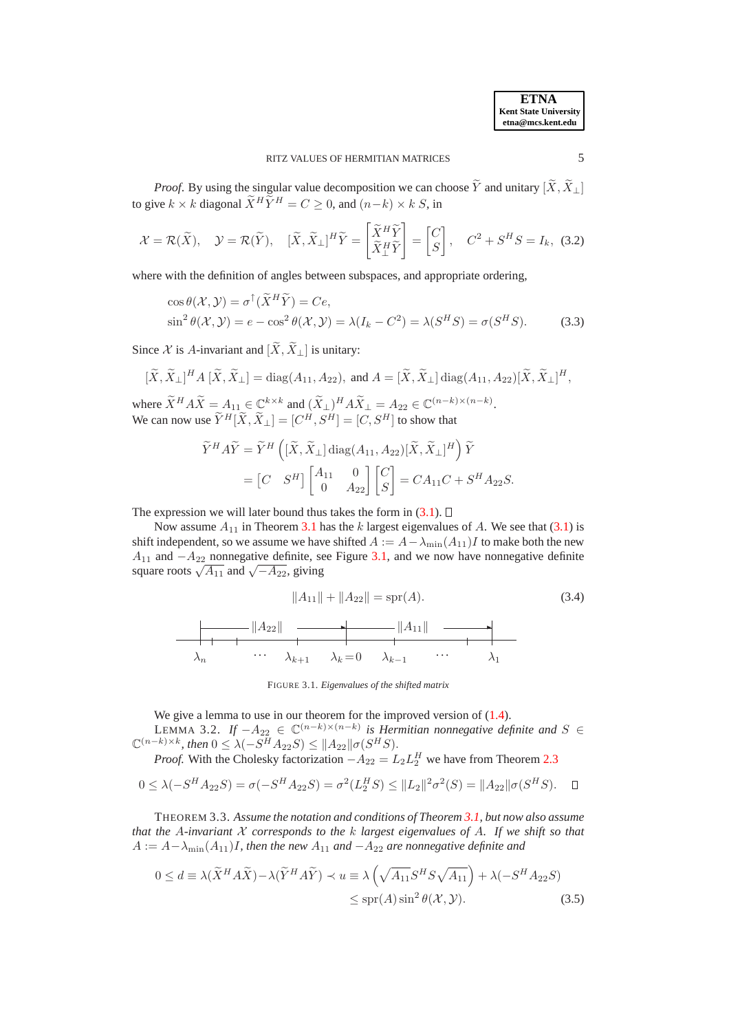*Proof*. By using the singular value decomposition we can choose $\widetilde{Y}$ and unitary $[\widetilde{X}, \widetilde{X}_\perp]$ to give $k \times k$ diagonal $\widetilde{X}^H \widetilde{Y}^H = C \geq 0$, and $(n-k) \times k$ $S$, in

$$\mathcal{X} = \mathcal{R}(\widetilde{X}), \quad \mathcal{Y} = \mathcal{R}(\widetilde{Y}), \quad [\widetilde{X}, \widetilde{X}_\perp]^H \widetilde{Y} = \begin{bmatrix} \widetilde{X}^H \widetilde{Y} \\ \widetilde{X}_\perp^H \widetilde{Y} \end{bmatrix} = \begin{bmatrix} C \\ S \end{bmatrix}, \quad C^2 + S^H S = I_k, \tag{3.2}$$

where with the definition of angles between subspaces, and appropriate ordering,

$$\begin{aligned} &\cos \theta(\mathcal{X}, \mathcal{Y}) = \sigma^\uparrow(\widetilde{X}^H \widetilde{Y}) = Ce, \\ &\sin^2 \theta(\mathcal{X}, \mathcal{Y}) = e - \cos^2 \theta(\mathcal{X}, \mathcal{Y}) = \lambda(I_k - C^2) = \lambda(S^H S) = \sigma(S^H S). \end{aligned} \tag{3.3}$$

Since $\mathcal{X}$ is $A$-invariant and $[\widetilde{X}, \widetilde{X}_\perp]$ is unitary:

$$[\widetilde{X}, \widetilde{X}_\perp]^H A \, [\widetilde{X}, \widetilde{X}_\perp] = \operatorname{diag}(A_{11}, A_{22}), \text{ and } A = [\widetilde{X}, \widetilde{X}_\perp] \operatorname{diag}(A_{11}, A_{22}) [\widetilde{X}, \widetilde{X}_\perp]^H,$$

where $\widetilde{X}^H A \widetilde{X} = A_{11} \in \mathbb{C}^{k \times k}$ and $(\widetilde{X}_\perp)^H A \widetilde{X}_\perp = A_{22} \in \mathbb{C}^{(n-k)\times(n-k)}$.
We can now use $\widetilde{Y}^H [\widetilde{X}, \widetilde{X}_\perp] = [C^H, S^H] = [C, S^H]$ to show that

$$\begin{aligned} \widetilde{Y}^H A \widetilde{Y} &= \widetilde{Y}^H \left( [\widetilde{X}, \widetilde{X}_\perp] \operatorname{diag}(A_{11}, A_{22}) [\widetilde{X}, \widetilde{X}_\perp]^H \right) \widetilde{Y} \\ &= \begin{bmatrix} C & S^H \end{bmatrix} \begin{bmatrix} A_{11} & 0 \\ 0 & A_{22} \end{bmatrix} \begin{bmatrix} C \\ S \end{bmatrix} = C A_{11} C + S^H A_{22} S. \end{aligned}$$

The expression we will later bound thus takes the form in (3.1). □

Now assume $A_{11}$ in Theorem 3.1 has the $k$ largest eigenvalues of $A$. We see that (3.1) is shift independent, so we assume we have shifted $A := A - \lambda_{\min}(A_{11}) I$ to make both the new $A_{11}$ and $-A_{22}$ nonnegative definite, see Figure 3.1, and we now have nonnegative definite square roots $\sqrt{A_{11}}$ and $\sqrt{-A_{22}}$, giving

$$\|A_{11}\| + \|A_{22}\| = \operatorname{spr}(A). \tag{3.4}$$

FIGURE 3.1. *Eigenvalues of the shifted matrix*

We give a lemma to use in our theorem for the improved version of (1.4).

LEMMA 3.2. *If $-A_{22} \in \mathbb{C}^{(n-k)\times(n-k)}$ is Hermitian nonnegative definite and $S \in \mathbb{C}^{(n-k)\times k}$, then $0 \leq \lambda(-S^H A_{22} S) \leq \|A_{22}\| \sigma(S^H S)$.*

*Proof.* With the Cholesky factorization $-A_{22} = L_2 L_2^H$ we have from Theorem 2.3

$$0 \leq \lambda(-S^H A_{22} S) = \sigma(-S^H A_{22} S) = \sigma^2(L_2^H S) \leq \|L_2\|^2 \sigma^2(S) = \|A_{22}\| \sigma(S^H S). \quad \square$$

THEOREM 3.3. *Assume the notation and conditions of Theorem 3.1, but now also assume that the $A$-invariant $\mathcal{X}$ corresponds to the $k$ largest eigenvalues of $A$. If we shift so that $A := A - \lambda_{\min}(A_{11}) I$, then the new $A_{11}$ and $-A_{22}$ are nonnegative definite and*

$$\begin{aligned} 0 \leq d \equiv \lambda(\widetilde{X}^H A \widetilde{X}) - \lambda(\widetilde{Y}^H A \widetilde{Y}) \prec u \equiv \lambda\left(\sqrt{A_{11}} S^H S \sqrt{A_{11}}\right) + \lambda(-S^H A_{22} S) \\ \leq \operatorname{spr}(A) \sin^2 \theta(\mathcal{X}, \mathcal{Y}). \end{aligned} \tag{3.5}$$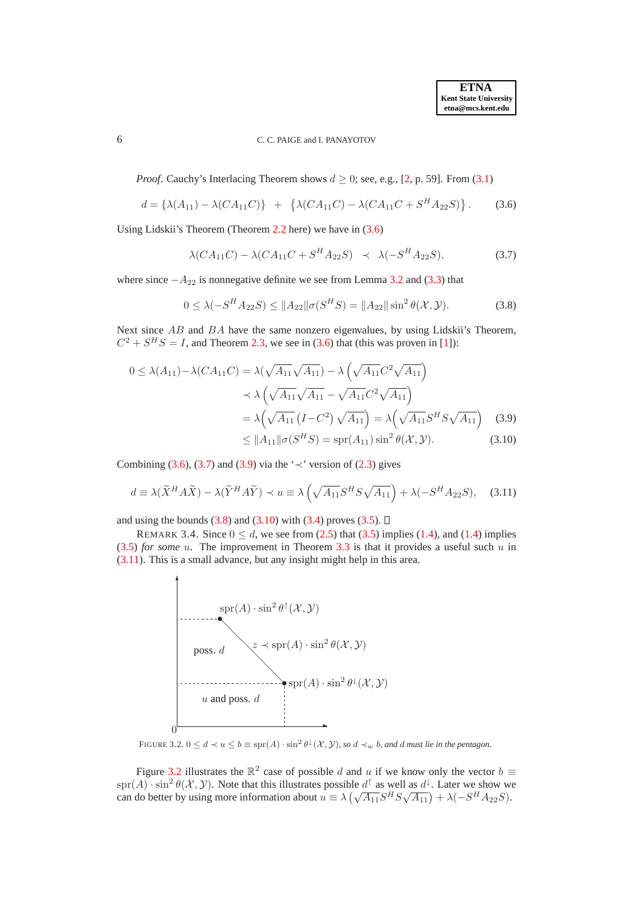*Proof.* Cauchy's Interlacing Theorem shows $d \geq 0$; see, e.g., [2, p. 59]. From (3.1)

$$d = \{\lambda(A_{11}) - \lambda(CA_{11}C)\} \ + \ \{\lambda(CA_{11}C) - \lambda(CA_{11}C + S^H A_{22} S)\}. \tag{3.6}$$

Using Lidskii's Theorem (Theorem 2.2 here) we have in (3.6)

$$\lambda(CA_{11}C) - \lambda(CA_{11}C + S^H A_{22} S) \ \prec \ \lambda(-S^H A_{22} S), \tag{3.7}$$

where since $-A_{22}$ is nonnegative definite we see from Lemma 3.2 and (3.3) that

$$0 \leq \lambda(-S^H A_{22} S) \leq \|A_{22}\| \sigma(S^H S) = \|A_{22}\| \sin^2 \theta(\mathcal{X}, \mathcal{Y}). \tag{3.8}$$

Next since $AB$ and $BA$ have the same nonzero eigenvalues, by using Lidskii's Theorem, $C^2 + S^H S = I$, and Theorem 2.3, we see in (3.6) that (this was proven in [1]):

$$\begin{aligned}
0 \leq \lambda(A_{11}) - \lambda(CA_{11}C) &= \lambda(\sqrt{A_{11}}\sqrt{A_{11}}) - \lambda\left(\sqrt{A_{11}}C^2\sqrt{A_{11}}\right) \\
&\prec \lambda\left(\sqrt{A_{11}}\sqrt{A_{11}} - \sqrt{A_{11}}C^2\sqrt{A_{11}}\right) \\
&= \lambda\Big(\sqrt{A_{11}}\,(I - C^2)\,\sqrt{A_{11}}\Big) = \lambda\Big(\sqrt{A_{11}} S^H S \sqrt{A_{11}}\Big) \qquad (3.9) \\
&\leq \|A_{11}\| \sigma(S^H S) = \mathrm{spr}(A_{11}) \sin^2 \theta(\mathcal{X}, \mathcal{Y}). \qquad (3.10)
\end{aligned}$$

Combining (3.6), (3.7) and (3.9) via the '$\prec$' version of (2.3) gives

$$d \equiv \lambda(\widetilde{X}^H A \widetilde{X}) - \lambda(\widetilde{Y}^H A \widetilde{Y}) \prec u \equiv \lambda\left(\sqrt{A_{11}} S^H S \sqrt{A_{11}}\right) + \lambda(-S^H A_{22} S), \tag{3.11}$$

and using the bounds (3.8) and (3.10) with (3.4) proves (3.5). $\square$

REMARK 3.4. Since $0 \leq d$, we see from (2.5) that (3.5) implies (1.4), and (1.4) implies (3.5) *for some* $u$. The improvement in Theorem 3.3 is that it provides a useful such $u$ in (3.11). This is a small advance, but any insight might help in this area.

FIGURE 3.2. $0 \leq d \prec u \leq b \equiv \mathrm{spr}(A) \cdot \sin^2 \theta^{\downarrow}(\mathcal{X}, \mathcal{Y})$*, so* $d \prec_w b$*, and* $d$ *must lie in the pentagon.*

Figure 3.2 illustrates the $\mathbb{R}^2$ case of possible $d$ and $u$ if we know only the vector $b \equiv \mathrm{spr}(A) \cdot \sin^2 \theta(\mathcal{X}, \mathcal{Y})$. Note that this illustrates possible $d^{\uparrow}$ as well as $d^{\downarrow}$. Later we show we can do better by using more information about $u \equiv \lambda\left(\sqrt{A_{11}} S^H S \sqrt{A_{11}}\right) + \lambda(-S^H A_{22} S)$.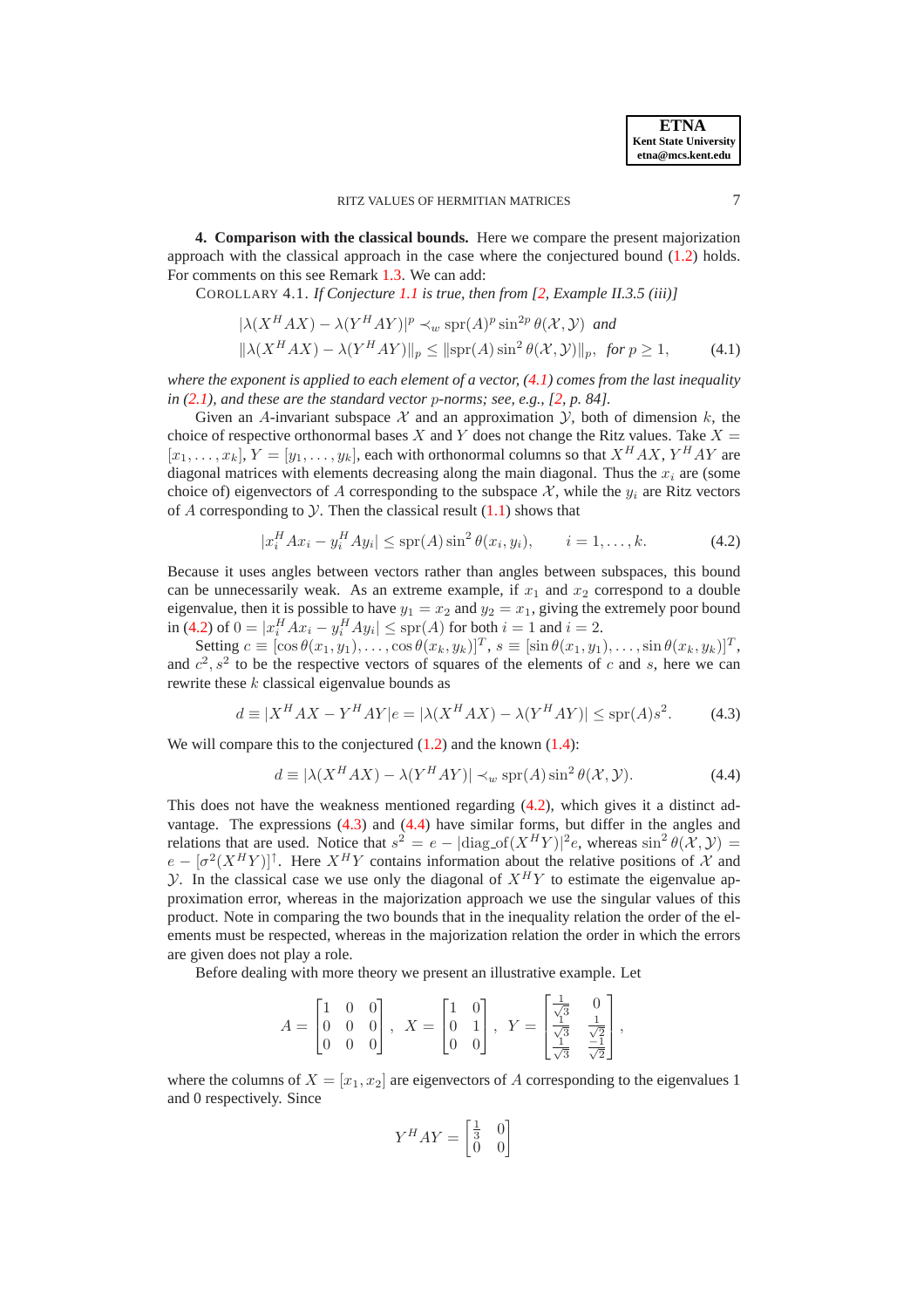## 4. Comparison with the classical bounds.

Here we compare the present majorization approach with the classical approach in the case where the conjectured bound (1.2) holds. For comments on this see Remark 1.3. We can add:

COROLLARY 4.1. *If Conjecture 1.1 is true, then from [2, Example II.3.5 (iii)]*

$$
\begin{aligned}
&|\lambda(X^HAX) - \lambda(Y^HAY)|^p \prec_w \operatorname{spr}(A)^p \sin^{2p}\theta(\mathcal{X},\mathcal{Y}) \quad \textit{and} \\
&\|\lambda(X^HAX) - \lambda(Y^HAY)\|_p \le \|\operatorname{spr}(A)\sin^2\theta(\mathcal{X},\mathcal{Y})\|_p, \quad \textit{for } p \ge 1,
\end{aligned} \tag{4.1}
$$

*where the exponent is applied to each element of a vector, (4.1) comes from the last inequality in (2.1), and these are the standard vector $p$-norms; see, e.g., [2, p. 84].*

Given an $A$-invariant subspace $\mathcal{X}$ and an approximation $\mathcal{Y}$, both of dimension $k$, the choice of respective orthonormal bases $X$ and $Y$ does not change the Ritz values. Take $X = [x_1, \ldots, x_k]$, $Y = [y_1, \ldots, y_k]$, each with orthonormal columns so that $X^HAX$, $Y^HAY$ are diagonal matrices with elements decreasing along the main diagonal. Thus the $x_i$ are (some choice of) eigenvectors of $A$ corresponding to the subspace $\mathcal{X}$, while the $y_i$ are Ritz vectors of $A$ corresponding to $\mathcal{Y}$. Then the classical result (1.1) shows that

$$
|x_i^HAx_i - y_i^HAy_i| \le \operatorname{spr}(A)\sin^2\theta(x_i, y_i), \qquad i = 1, \ldots, k. \tag{4.2}
$$

Because it uses angles between vectors rather than angles between subspaces, this bound can be unnecessarily weak. As an extreme example, if $x_1$ and $x_2$ correspond to a double eigenvalue, then it is possible to have $y_1 = x_2$ and $y_2 = x_1$, giving the extremely poor bound in (4.2) of $0 = |x_i^HAx_i - y_i^HAy_i| \le \operatorname{spr}(A)$ for both $i = 1$ and $i = 2$.

Setting $c \equiv [\cos\theta(x_1, y_1), \ldots, \cos\theta(x_k, y_k)]^T$, $s \equiv [\sin\theta(x_1, y_1), \ldots, \sin\theta(x_k, y_k)]^T$, and $c^2, s^2$ to be the respective vectors of squares of the elements of $c$ and $s$, here we can rewrite these $k$ classical eigenvalue bounds as

$$
d \equiv |X^HAX - Y^HAY|e = |\lambda(X^HAX) - \lambda(Y^HAY)| \le \operatorname{spr}(A)s^2. \tag{4.3}
$$

We will compare this to the conjectured (1.2) and the known (1.4):

$$
d \equiv |\lambda(X^HAX) - \lambda(Y^HAY)| \prec_w \operatorname{spr}(A)\sin^2\theta(\mathcal{X},\mathcal{Y}). \tag{4.4}
$$

This does not have the weakness mentioned regarding (4.2), which gives it a distinct advantage. The expressions (4.3) and (4.4) have similar forms, but differ in the angles and relations that are used. Notice that $s^2 = e - |\mathrm{diag\_of}(X^HY)|^2 e$, whereas $\sin^2\theta(\mathcal{X},\mathcal{Y}) = e - [\sigma^2(X^HY)]^{\uparrow}$. Here $X^HY$ contains information about the relative positions of $\mathcal{X}$ and $\mathcal{Y}$. In the classical case we use only the diagonal of $X^HY$ to estimate the eigenvalue approximation error, whereas in the majorization approach we use the singular values of this product. Note in comparing the two bounds that in the inequality relation the order of the elements must be respected, whereas in the majorization relation the order in which the errors are given does not play a role.

Before dealing with more theory we present an illustrative example. Let

$$
A = \begin{bmatrix} 1 & 0 & 0 \\ 0 & 0 & 0 \\ 0 & 0 & 0 \end{bmatrix}, \quad X = \begin{bmatrix} 1 & 0 \\ 0 & 1 \\ 0 & 0 \end{bmatrix}, \quad Y = \begin{bmatrix} \frac{1}{\sqrt{3}} & 0 \\ \frac{1}{\sqrt{3}} & \frac{1}{\sqrt{2}} \\ \frac{1}{\sqrt{3}} & \frac{-1}{\sqrt{2}} \end{bmatrix},
$$

where the columns of $X = [x_1, x_2]$ are eigenvectors of $A$ corresponding to the eigenvalues 1 and 0 respectively. Since

$$
Y^HAY = \begin{bmatrix} \frac{1}{3} & 0 \\ 0 & 0 \end{bmatrix}
$$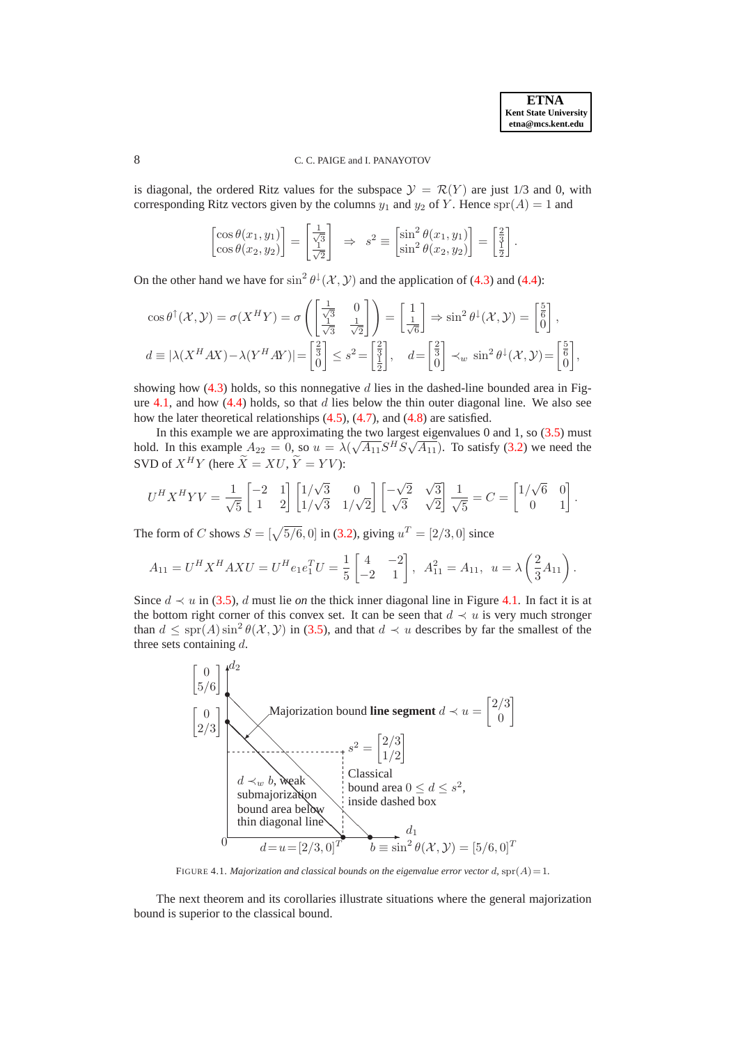is diagonal, the ordered Ritz values for the subspace $\mathcal{Y} = \mathcal{R}(Y)$ are just 1/3 and 0, with corresponding Ritz vectors given by the columns $y_1$ and $y_2$ of $Y$. Hence $\mathrm{spr}(A) = 1$ and

$$\begin{bmatrix}\cos\theta(x_1, y_1)\\ \cos\theta(x_2, y_2)\end{bmatrix} = \begin{bmatrix}\frac{1}{\sqrt{3}}\\ \frac{1}{\sqrt{2}}\end{bmatrix} \;\Rightarrow\; s^2 \equiv \begin{bmatrix}\sin^2\theta(x_1, y_1)\\ \sin^2\theta(x_2, y_2)\end{bmatrix} = \begin{bmatrix}\frac{2}{3}\\ \frac{1}{2}\end{bmatrix}.$$

On the other hand we have for $\sin^2\theta^{\downarrow}(\mathcal{X}, \mathcal{Y})$ and the application of (4.3) and (4.4):

$$\cos\theta^{\uparrow}(\mathcal{X}, \mathcal{Y}) = \sigma(X^H Y) = \sigma\left(\begin{bmatrix}\frac{1}{\sqrt{3}} & 0\\ \frac{1}{\sqrt{3}} & \frac{1}{\sqrt{2}}\end{bmatrix}\right) = \begin{bmatrix}1\\ \frac{1}{\sqrt{6}}\end{bmatrix} \Rightarrow \sin^2\theta^{\downarrow}(\mathcal{X}, \mathcal{Y}) = \begin{bmatrix}\frac{5}{6}\\ 0\end{bmatrix},$$

$$d \equiv |\lambda(X^H AX) - \lambda(Y^H AY)| = \begin{bmatrix}\frac{2}{3}\\ 0\end{bmatrix} \le s^2 = \begin{bmatrix}\frac{2}{3}\\ \frac{1}{2}\end{bmatrix}, \quad d = \begin{bmatrix}\frac{2}{3}\\ 0\end{bmatrix} \prec_w \sin^2\theta^{\downarrow}(\mathcal{X}, \mathcal{Y}) = \begin{bmatrix}\frac{5}{6}\\ 0\end{bmatrix},$$

showing how (4.3) holds, so this nonnegative $d$ lies in the dashed-line bounded area in Figure 4.1, and how (4.4) holds, so that $d$ lies below the thin outer diagonal line. We also see how the later theoretical relationships (4.5), (4.7), and (4.8) are satisfied.

In this example we are approximating the two largest eigenvalues 0 and 1, so (3.5) must hold. In this example $A_{22} = 0$, so $u = \lambda(\sqrt{A_{11}} S^H S \sqrt{A_{11}})$. To satisfy (3.2) we need the SVD of $X^H Y$ (here $\widetilde{X} = XU$, $\widetilde{Y} = YV$):

$$U^H X^H Y V = \frac{1}{\sqrt{5}}\begin{bmatrix}-2 & 1\\ 1 & 2\end{bmatrix}\begin{bmatrix}1/\sqrt{3} & 0\\ 1/\sqrt{3} & 1/\sqrt{2}\end{bmatrix}\begin{bmatrix}-\sqrt{2} & \sqrt{3}\\ \sqrt{3} & \sqrt{2}\end{bmatrix}\frac{1}{\sqrt{5}} = C = \begin{bmatrix}1/\sqrt{6} & 0\\ 0 & 1\end{bmatrix}.$$

The form of $C$ shows $S = [\sqrt{5/6}, 0]$ in (3.2), giving $u^T = [2/3, 0]$ since

$$A_{11} = U^H X^H AXU = U^H e_1 e_1^T U = \frac{1}{5}\begin{bmatrix}4 & -2\\ -2 & 1\end{bmatrix}, \quad A_{11}^2 = A_{11}, \quad u = \lambda\left(\frac{2}{3}A_{11}\right).$$

Since $d \prec u$ in (3.5), $d$ must lie *on* the thick inner diagonal line in Figure 4.1. In fact it is at the bottom right corner of this convex set. It can be seen that $d \prec u$ is very much stronger than $d \le \mathrm{spr}(A)\sin^2\theta(\mathcal{X}, \mathcal{Y})$ in (3.5), and that $d \prec u$ describes by far the smallest of the three sets containing $d$.

FIGURE 4.1. *Majorization and classical bounds on the eigenvalue error vector $d$, $\mathrm{spr}(A) = 1$.*

The next theorem and its corollaries illustrate situations where the general majorization bound is superior to the classical bound.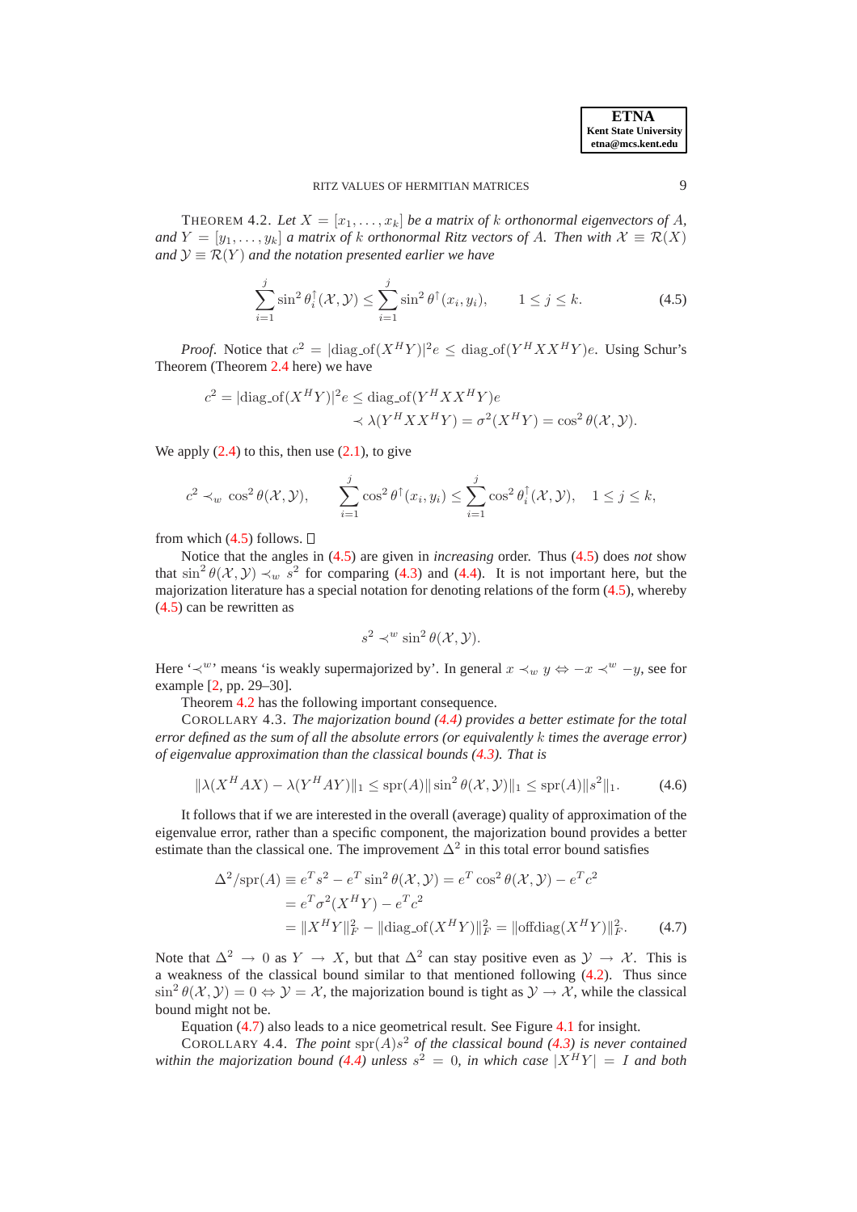THEOREM 4.2. *Let $X = [x_1, \ldots, x_k]$ be a matrix of $k$ orthonormal eigenvectors of $A$, and $Y = [y_1, \ldots, y_k]$ a matrix of $k$ orthonormal Ritz vectors of $A$. Then with $\mathcal{X} \equiv \mathcal{R}(X)$ and $\mathcal{Y} \equiv \mathcal{R}(Y)$ and the notation presented earlier we have*

$$\sum_{i=1}^{j} \sin^2 \theta_i^{\uparrow}(\mathcal{X}, \mathcal{Y}) \leq \sum_{i=1}^{j} \sin^2 \theta^{\uparrow}(x_i, y_i), \qquad 1 \leq j \leq k. \tag{4.5}$$

*Proof.* Notice that $c^2 = |\mathrm{diag\_of}(X^H Y)|^2 e \leq \mathrm{diag\_of}(Y^H X X^H Y)e$. Using Schur's Theorem (Theorem 2.4 here) we have

$$\begin{aligned} c^2 = |\mathrm{diag\_of}(X^H Y)|^2 e \leq \mathrm{diag\_of}(Y^H X X^H Y)e & \\ \prec \lambda(Y^H X X^H Y) = \sigma^2(X^H Y) &= \cos^2 \theta(\mathcal{X}, \mathcal{Y}). \end{aligned}$$

We apply (2.4) to this, then use (2.1), to give

$$c^2 \prec_w \cos^2 \theta(\mathcal{X}, \mathcal{Y}), \qquad \sum_{i=1}^{j} \cos^2 \theta^{\uparrow}(x_i, y_i) \leq \sum_{i=1}^{j} \cos^2 \theta_i^{\uparrow}(\mathcal{X}, \mathcal{Y}), \quad 1 \leq j \leq k,$$

from which (4.5) follows. □

Notice that the angles in (4.5) are given in *increasing* order. Thus (4.5) does *not* show that $\sin^2 \theta(\mathcal{X}, \mathcal{Y}) \prec_w s^2$ for comparing (4.3) and (4.4). It is not important here, but the majorization literature has a special notation for denoting relations of the form (4.5), whereby (4.5) can be rewritten as

$$s^2 \prec^w \sin^2 \theta(\mathcal{X}, \mathcal{Y}).$$

Here '$\prec^w$' means 'is weakly supermajorized by'. In general $x \prec_w y \Leftrightarrow -x \prec^w -y$, see for example [2, pp. 29–30].

Theorem 4.2 has the following important consequence.

COROLLARY 4.3. *The majorization bound (4.4) provides a better estimate for the total error defined as the sum of all the absolute errors (or equivalently $k$ times the average error) of eigenvalue approximation than the classical bounds (4.3). That is*

$$\|\lambda(X^H A X) - \lambda(Y^H A Y)\|_1 \leq \mathrm{spr}(A) \|\sin^2 \theta(\mathcal{X}, \mathcal{Y})\|_1 \leq \mathrm{spr}(A) \|s^2\|_1. \tag{4.6}$$

It follows that if we are interested in the overall (average) quality of approximation of the eigenvalue error, rather than a specific component, the majorization bound provides a better estimate than the classical one. The improvement $\Delta^2$ in this total error bound satisfies

$$\begin{aligned} \Delta^2/\mathrm{spr}(A) &\equiv e^T s^2 - e^T \sin^2 \theta(\mathcal{X}, \mathcal{Y}) = e^T \cos^2 \theta(\mathcal{X}, \mathcal{Y}) - e^T c^2 \\ &= e^T \sigma^2(X^H Y) - e^T c^2 \\ &= \|X^H Y\|_F^2 - \|\mathrm{diag\_of}(X^H Y)\|_F^2 = \|\mathrm{offdiag}(X^H Y)\|_F^2. \end{aligned} \tag{4.7}$$

Note that $\Delta^2 \to 0$ as $Y \to X$, but that $\Delta^2$ can stay positive even as $\mathcal{Y} \to \mathcal{X}$. This is a weakness of the classical bound similar to that mentioned following (4.2). Thus since $\sin^2 \theta(\mathcal{X}, \mathcal{Y}) = 0 \Leftrightarrow \mathcal{Y} = \mathcal{X}$, the majorization bound is tight as $\mathcal{Y} \to \mathcal{X}$, while the classical bound might not be.

Equation (4.7) also leads to a nice geometrical result. See Figure 4.1 for insight.

COROLLARY 4.4. *The point $\mathrm{spr}(A)s^2$ of the classical bound (4.3) is never contained within the majorization bound (4.4) unless $s^2 = 0$, in which case $|X^H Y| = I$ and both*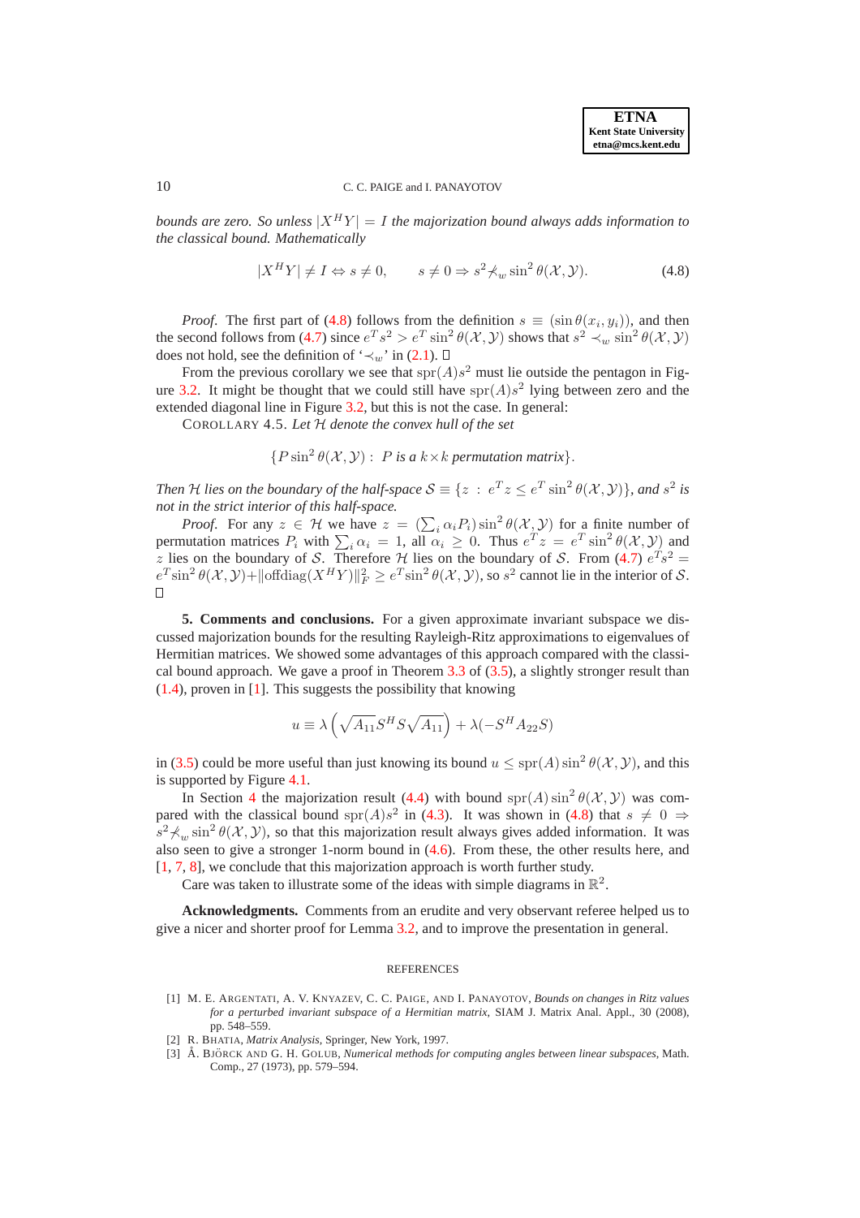*bounds are zero. So unless $|X^HY| = I$ the majorization bound always adds information to the classical bound. Mathematically*

$$|X^HY| \neq I \Leftrightarrow s \neq 0, \qquad s \neq 0 \Rightarrow s^2 \not\prec_w \sin^2\theta(\mathcal{X},\mathcal{Y}). \tag{4.8}$$

*Proof*. The first part of (4.8) follows from the definition $s \equiv (\sin\theta(x_i, y_i))$, and then the second follows from (4.7) since $e^T s^2 > e^T \sin^2\theta(\mathcal{X},\mathcal{Y})$ shows that $s^2 \prec_w \sin^2\theta(\mathcal{X},\mathcal{Y})$ does not hold, see the definition of '$\prec_w$' in (2.1). □

From the previous corollary we see that $\mathrm{spr}(A)s^2$ must lie outside the pentagon in Figure 3.2. It might be thought that we could still have $\mathrm{spr}(A)s^2$ lying between zero and the extended diagonal line in Figure 3.2, but this is not the case. In general:

COROLLARY 4.5. *Let $\mathcal{H}$ denote the convex hull of the set*

$$\{P\sin^2\theta(\mathcal{X},\mathcal{Y}) : \ P \text{ is a } k\times k \text{ permutation matrix}\}.$$

*Then $\mathcal{H}$ lies on the boundary of the half-space $\mathcal{S} \equiv \{z \ : \ e^T z \leq e^T \sin^2\theta(\mathcal{X},\mathcal{Y})\}$, and $s^2$ is not in the strict interior of this half-space.*

*Proof*. For any $z \in \mathcal{H}$ we have $z = (\sum_i \alpha_i P_i)\sin^2\theta(\mathcal{X},\mathcal{Y})$ for a finite number of permutation matrices $P_i$ with $\sum_i \alpha_i = 1$, all $\alpha_i \geq 0$. Thus $e^T z = e^T \sin^2\theta(\mathcal{X},\mathcal{Y})$ and $z$ lies on the boundary of $\mathcal{S}$. Therefore $\mathcal{H}$ lies on the boundary of $\mathcal{S}$. From (4.7) $e^T s^2 = e^T \sin^2\theta(\mathcal{X},\mathcal{Y}) + \|\mathrm{offdiag}(X^HY)\|_F^2 \geq e^T \sin^2\theta(\mathcal{X},\mathcal{Y})$, so $s^2$ cannot lie in the interior of $\mathcal{S}$. □

**5. Comments and conclusions.** For a given approximate invariant subspace we discussed majorization bounds for the resulting Rayleigh-Ritz approximations to eigenvalues of Hermitian matrices. We showed some advantages of this approach compared with the classical bound approach. We gave a proof in Theorem 3.3 of (3.5), a slightly stronger result than (1.4), proven in [1]. This suggests the possibility that knowing

$$u \equiv \lambda\left(\sqrt{A_{11}}S^H S\sqrt{A_{11}}\right) + \lambda(-S^H A_{22} S)$$

in (3.5) could be more useful than just knowing its bound $u \leq \mathrm{spr}(A)\sin^2\theta(\mathcal{X},\mathcal{Y})$, and this is supported by Figure 4.1.

In Section 4 the majorization result (4.4) with bound $\mathrm{spr}(A)\sin^2\theta(\mathcal{X},\mathcal{Y})$ was compared with the classical bound $\mathrm{spr}(A)s^2$ in (4.3). It was shown in (4.8) that $s \neq 0 \Rightarrow s^2 \not\prec_w \sin^2\theta(\mathcal{X},\mathcal{Y})$, so that this majorization result always gives added information. It was also seen to give a stronger 1-norm bound in (4.6). From these, the other results here, and [1, 7, 8], we conclude that this majorization approach is worth further study.

Care was taken to illustrate some of the ideas with simple diagrams in $\mathbb{R}^2$.

**Acknowledgments.** Comments from an erudite and very observant referee helped us to give a nicer and shorter proof for Lemma 3.2, and to improve the presentation in general.

## REFERENCES

[1] M. E. Argentati, A. V. Knyazev, C. C. Paige, and I. Panayotov, *Bounds on changes in Ritz values for a perturbed invariant subspace of a Hermitian matrix*, SIAM J. Matrix Anal. Appl., 30 (2008), pp. 548–559.

[2] R. Bhatia, *Matrix Analysis*, Springer, New York, 1997.

[3] Å. Björck and G. H. Golub, *Numerical methods for computing angles between linear subspaces*, Math. Comp., 27 (1973), pp. 579–594.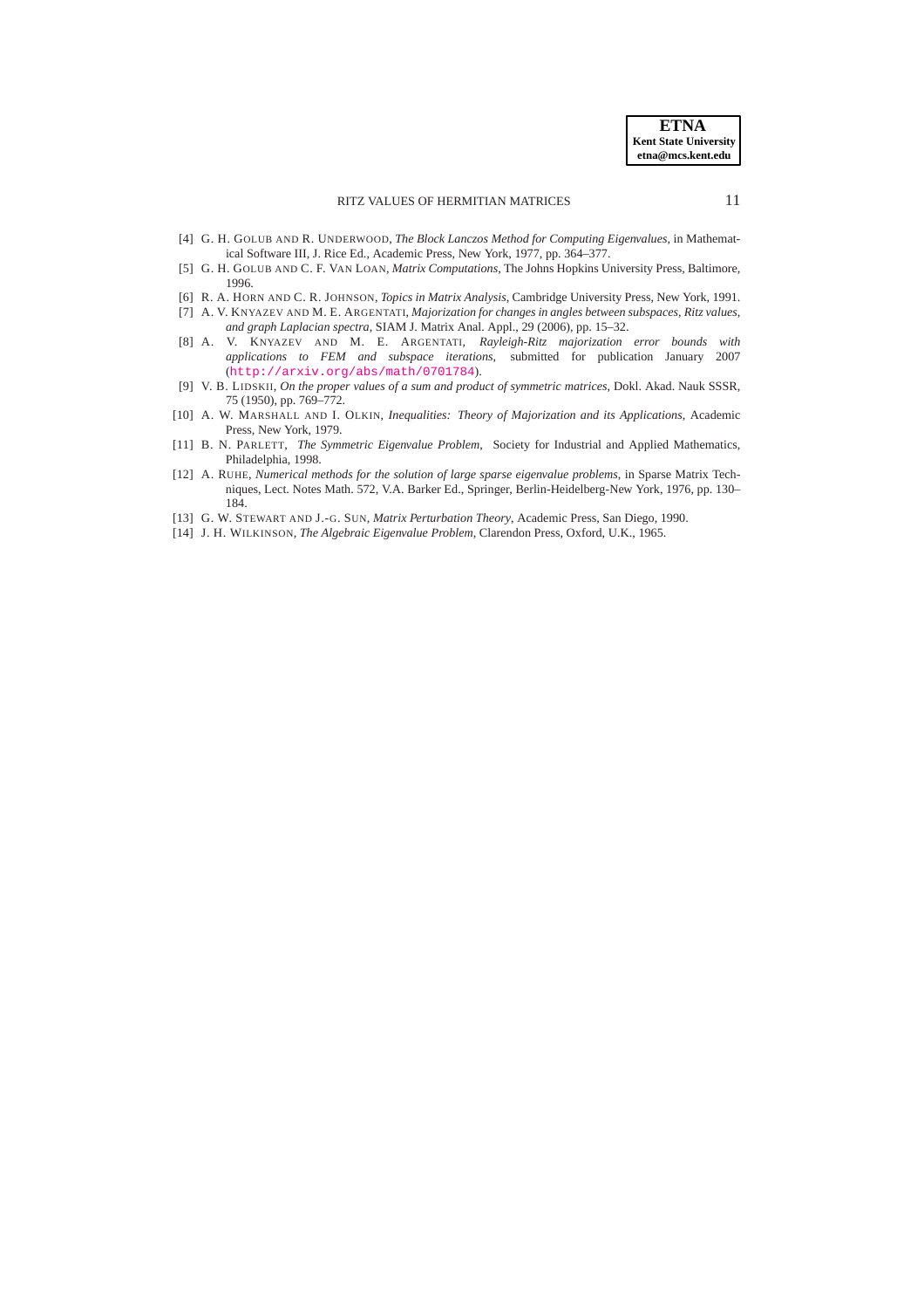[4] G. H. Golub and R. Underwood, *The Block Lanczos Method for Computing Eigenvalues*, in Mathematical Software III, J. Rice Ed., Academic Press, New York, 1977, pp. 364–377.

[5] G. H. Golub and C. F. Van Loan, *Matrix Computations*, The Johns Hopkins University Press, Baltimore, 1996.

[6] R. A. Horn and C. R. Johnson, *Topics in Matrix Analysis*, Cambridge University Press, New York, 1991.

[7] A. V. Knyazev and M. E. Argentati, *Majorization for changes in angles between subspaces, Ritz values, and graph Laplacian spectra*, SIAM J. Matrix Anal. Appl., 29 (2006), pp. 15–32.

[8] A. V. Knyazev and M. E. Argentati, *Rayleigh-Ritz majorization error bounds with applications to FEM and subspace iterations*, submitted for publication January 2007 (http://arxiv.org/abs/math/0701784).

[9] V. B. Lidskii, *On the proper values of a sum and product of symmetric matrices*, Dokl. Akad. Nauk SSSR, 75 (1950), pp. 769–772.

[10] A. W. Marshall and I. Olkin, *Inequalities: Theory of Majorization and its Applications*, Academic Press, New York, 1979.

[11] B. N. Parlett, *The Symmetric Eigenvalue Problem*, Society for Industrial and Applied Mathematics, Philadelphia, 1998.

[12] A. Ruhe, *Numerical methods for the solution of large sparse eigenvalue problems*, in Sparse Matrix Techniques, Lect. Notes Math. 572, V.A. Barker Ed., Springer, Berlin-Heidelberg-New York, 1976, pp. 130–184.

[13] G. W. Stewart and J.-G. Sun, *Matrix Perturbation Theory*, Academic Press, San Diego, 1990.

[14] J. H. Wilkinson, *The Algebraic Eigenvalue Problem*, Clarendon Press, Oxford, U.K., 1965.